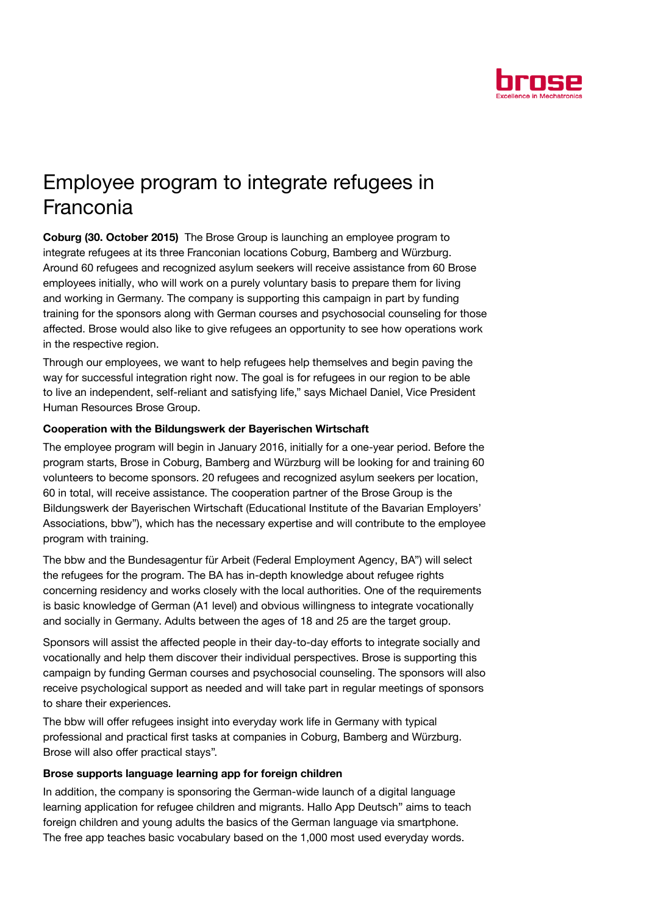# Employee program to integrate refugees in Franconia

**Coburg (30. October 2015)** The Brose Group is launching an employee program to integrate refugees at its three Franconian locations Coburg, Bamberg and Würzburg. Around 60 refugees and recognized asylum seekers will receive assistance from 60 Brose employees initially, who will work on a purely voluntary basis to prepare them for living and working in Germany. The company is supporting this campaign in part by funding training for the sponsors along with German courses and psychosocial counseling for those affected. Brose would also like to give refugees an opportunity to see how operations work in the respective region.

Through our employees, we want to help refugees help themselves and begin paving the way for successful integration right now. The goal is for refugees in our region to be able to live an independent, self-reliant and satisfying life," says Michael Daniel, Vice President Human Resources Brose Group.

### Cooperation with the Bildungswerk der Bayerischen Wirtschaft

The employee program will begin in January 2016, initially for a one-year period. Before the program starts, Brose in Coburg, Bamberg and Würzburg will be looking for and training 60 volunteers to become sponsors. 20 refugees and recognized asylum seekers per location, 60 in total, will receive assistance. The cooperation partner of the Brose Group is the Bildungswerk der Bayerischen Wirtschaft (Educational Institute of the Bavarian Employers' Associations, bbw"), which has the necessary expertise and will contribute to the employee program with training.

The bbw and the Bundesagentur für Arbeit (Federal Employment Agency, BA") will select the refugees for the program. The BA has in-depth knowledge about refugee rights concerning residency and works closely with the local authorities. One of the requirements is basic knowledge of German (A1 level) and obvious willingness to integrate vocationally and socially in Germany. Adults between the ages of 18 and 25 are the target group.

Sponsors will assist the affected people in their day-to-day efforts to integrate socially and vocationally and help them discover their individual perspectives. Brose is supporting this campaign by funding German courses and psychosocial counseling. The sponsors will also receive psychological support as needed and will take part in regular meetings of sponsors to share their experiences.

The bbw will offer refugees insight into everyday work life in Germany with typical professional and practical first tasks at companies in Coburg, Bamberg and Würzburg. Brose will also offer practical stays".

### Brose supports language learning app for foreign children

In addition, the company is sponsoring the German-wide launch of a digital language learning application for refugee children and migrants. Hallo App Deutsch" aims to teach foreign children and young adults the basics of the German language via smartphone. The free app teaches basic vocabulary based on the 1,000 most used everyday words.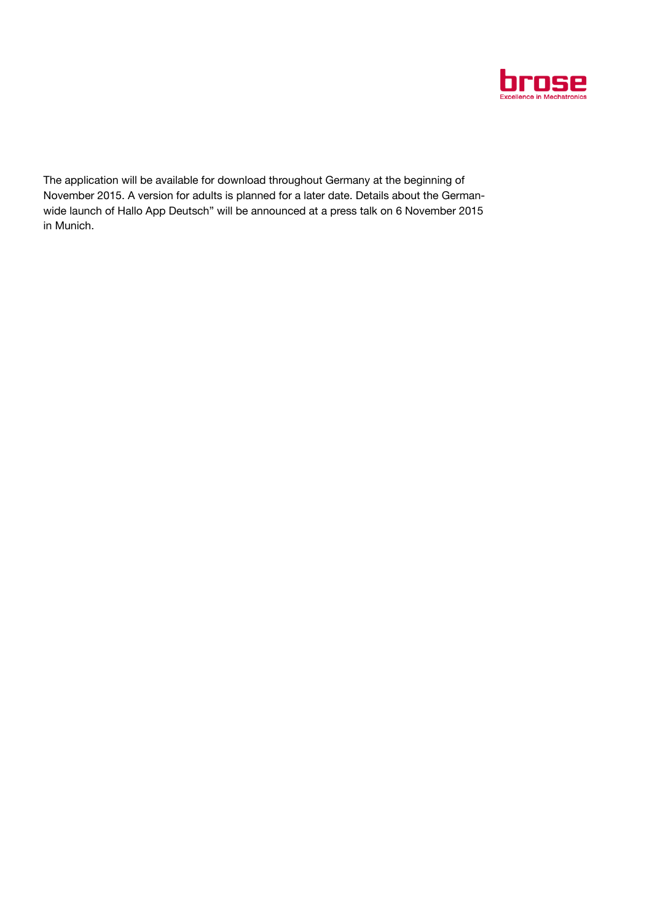The application will be available for download throughout Germany at the beginning of November 2015. A version for adults is planned for a later date. Details about the German-wide launch of Hallo App Deutsch" will be announced at a press talk on 6 November 2015 in Munich.